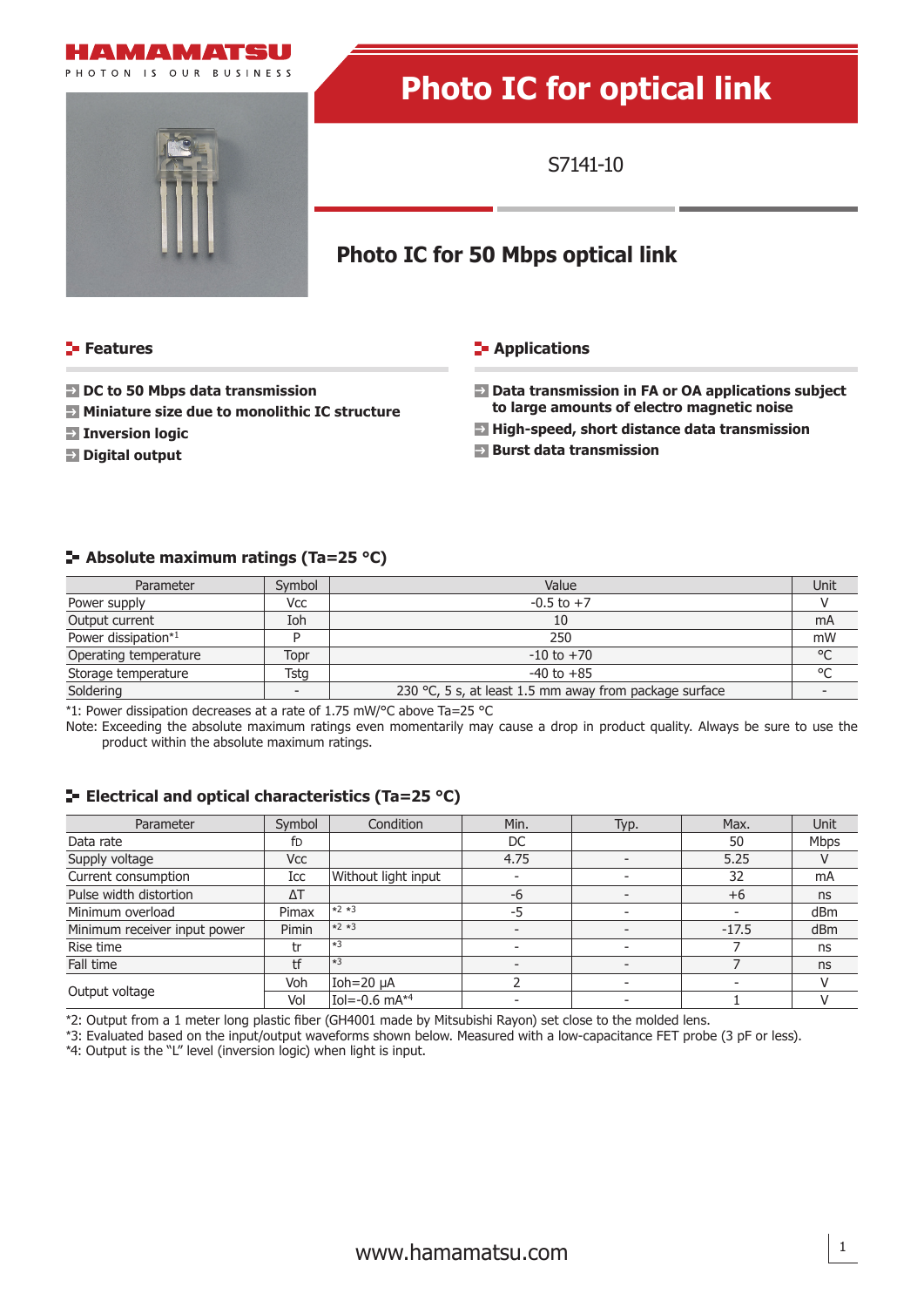# Photo IC for optical link

S7141-10

## Photo IC for 50 Mbps optical link

## Features

- **DC to 50 Mbps data transmission**
- **Miniature size due to monolithic IC structure**
- **Inversion logic**
- **Digital output**

## Applications

- **Data transmission in FA or OA applications subject to large amounts of electro magnetic noise**
- **High-speed, short distance data transmission**
- **Burst data transmission**

## Absolute maximum ratings (Ta=25 °C)

| Parameter | Symbol | Value | Unit |
|---|---|---|---|
| Power supply | Vcc | -0.5 to +7 | V |
| Output current | Ioh | 10 | mA |
| Power dissipation*1 | P | 250 | mW |
| Operating temperature | Topr | -10 to +70 | °C |
| Storage temperature | Tstg | -40 to +85 | °C |
| Soldering | - | 230 °C, 5 s, at least 1.5 mm away from package surface | - |

*1: Power dissipation decreases at a rate of 1.75 mW/°C above Ta=25 °C

Note: Exceeding the absolute maximum ratings even momentarily may cause a drop in product quality. Always be sure to use the product within the absolute maximum ratings.

## Electrical and optical characteristics (Ta=25 °C)

| Parameter | Symbol | Condition | Min. | Typ. | Max. | Unit |
|---|---|---|---|---|---|---|
| Data rate | fD | | DC | | 50 | Mbps |
| Supply voltage | Vcc | | 4.75 | - | 5.25 | V |
| Current consumption | Icc | Without light input | - | - | 32 | mA |
| Pulse width distortion | ΔT | | -6 | - | +6 | ns |
| Minimum overload | Pimax | *2 *3 | -5 | - | - | dBm |
| Minimum receiver input power | Pimin | *2 *3 | - | - | -17.5 | dBm |
| Rise time | tr | *3 | - | - | 7 | ns |
| Fall time | tf | *3 | - | - | 7 | ns |
| Output voltage | Voh | Ioh=20 μA | 2 | - | - | V |
| | Vol | Iol=-0.6 mA*4 | - | - | 1 | V |

*2: Output from a 1 meter long plastic fiber (GH4001 made by Mitsubishi Rayon) set close to the molded lens.
*3: Evaluated based on the input/output waveforms shown below. Measured with a low-capacitance FET probe (3 pF or less).
*4: Output is the "L" level (inversion logic) when light is input.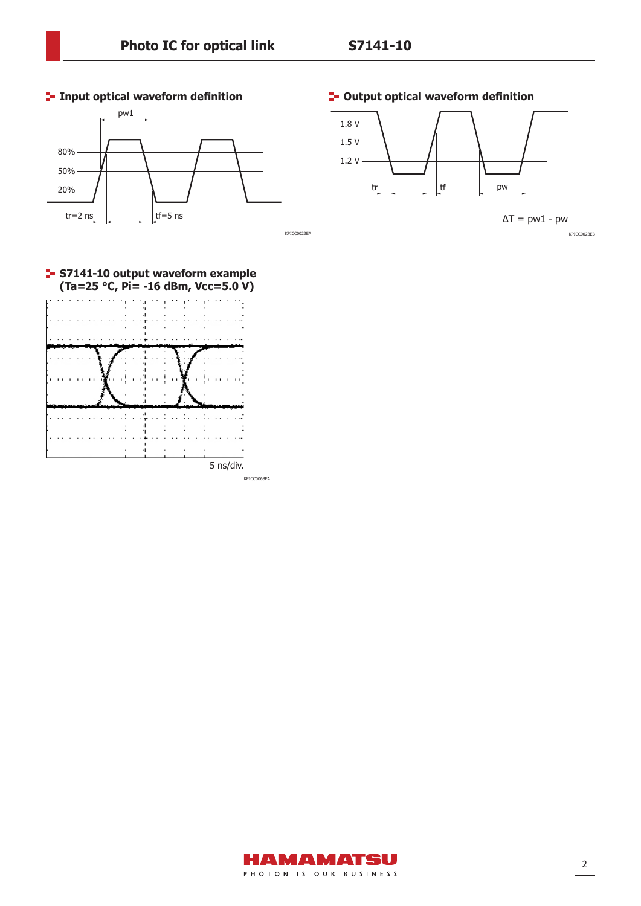## Input optical waveform definition

pw1

80%

50%

20%

tr=2 ns

tf=5 ns

KPICC0022EA

## Output optical waveform definition

1.8 V

1.5 V

1.2 V

tr

tf

pw

$\Delta T$ = pw1 - pw

KPICC0023EB

## S7141-10 output waveform example (Ta=25 °C, Pi= -16 dBm, Vcc=5.0 V)

5 ns/div.

KPICC0068EA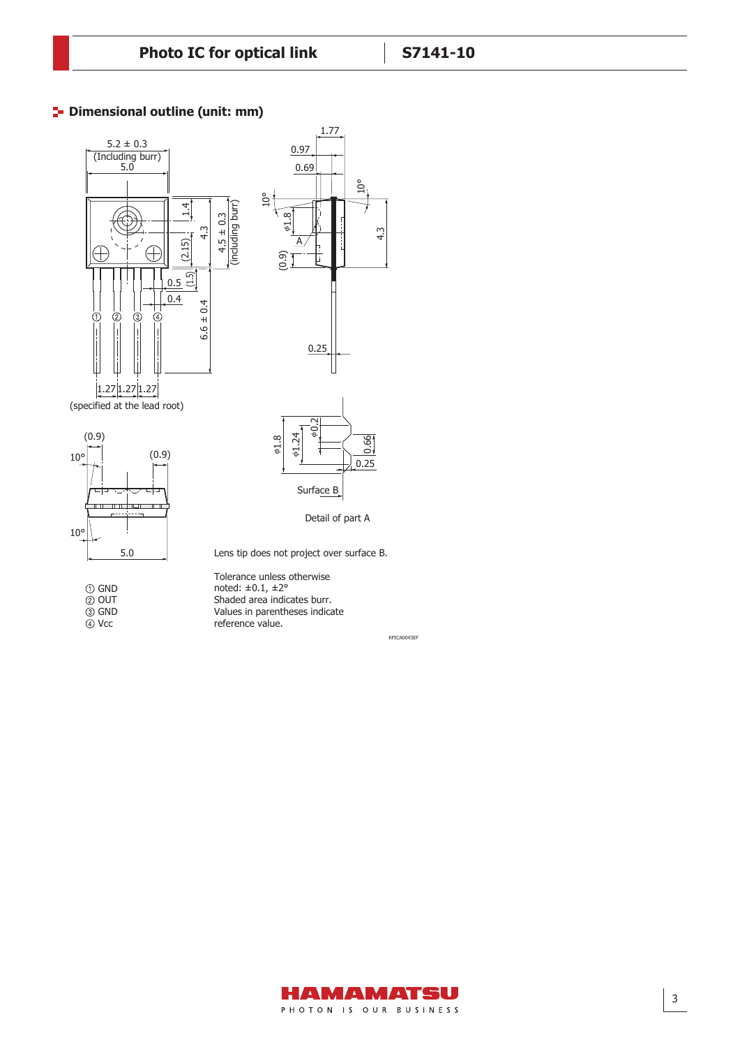## Dimensional outline (unit: mm)

Detail of part A

Lens tip does not project over surface B.

① GND
② OUT
③ GND
④ Vcc

Tolerance unless otherwise noted: ±0.1, ±2°
Shaded area indicates burr.
Values in parentheses indicate reference value.

KPICA0043EF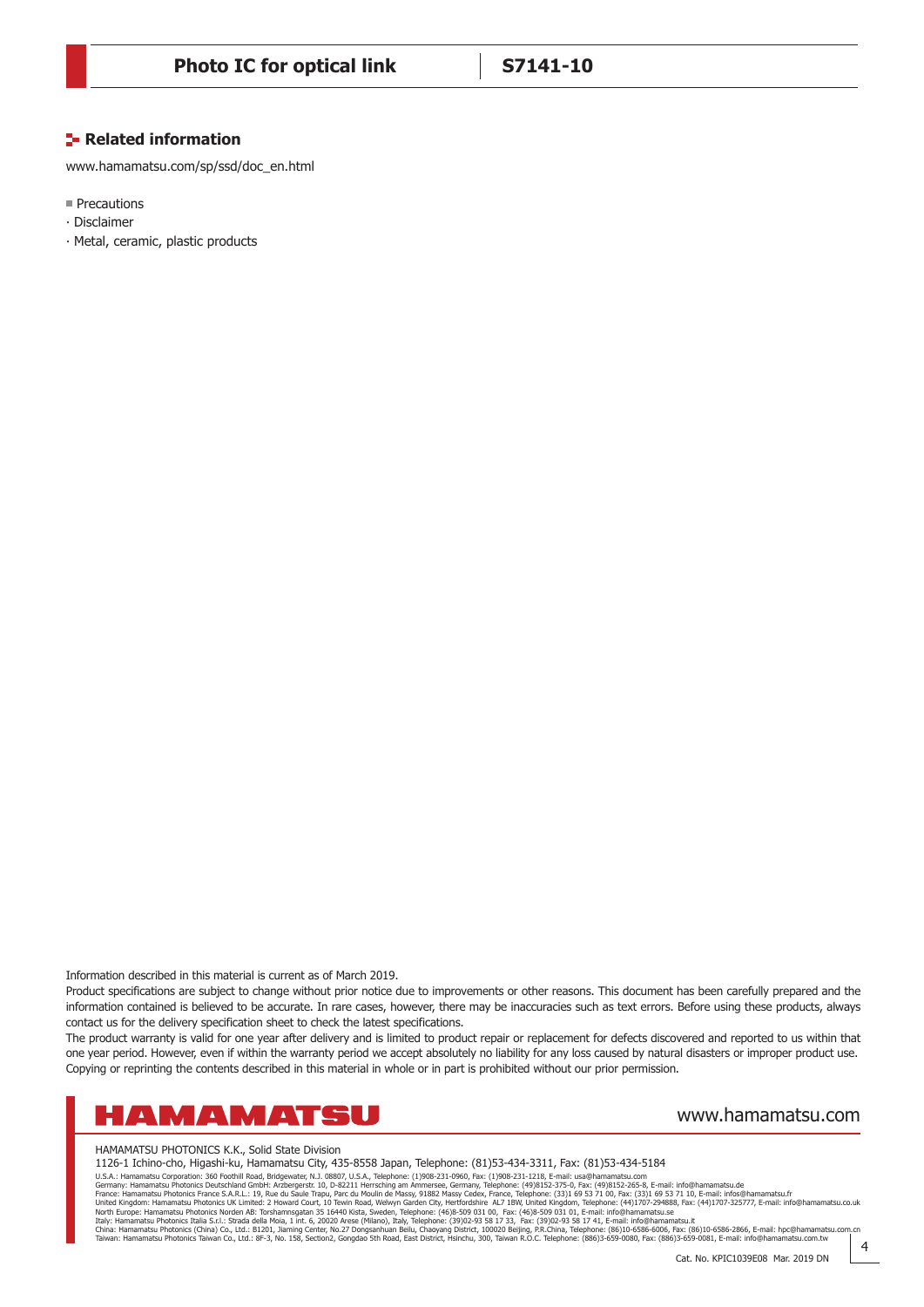## Related information

www.hamamatsu.com/sp/ssd/doc_en.html

- Precautions
  - · Disclaimer
  - · Metal, ceramic, plastic products

Information described in this material is current as of March 2019.

Product specifications are subject to change without prior notice due to improvements or other reasons. This document has been carefully prepared and the information contained is believed to be accurate. In rare cases, however, there may be inaccuracies such as text errors. Before using these products, always contact us for the delivery specification sheet to check the latest specifications.

The product warranty is valid for one year after delivery and is limited to product repair or replacement for defects discovered and reported to us within that one year period. However, even if within the warranty period we accept absolutely no liability for any loss caused by natural disasters or improper product use. Copying or reprinting the contents described in this material in whole or in part is prohibited without our prior permission.

**HAMAMATSU**

www.hamamatsu.com

HAMAMATSU PHOTONICS K.K., Solid State Division
1126-1 Ichino-cho, Higashi-ku, Hamamatsu City, 435-8558 Japan, Telephone: (81)53-434-3311, Fax: (81)53-434-5184
U.S.A.: Hamamatsu Corporation: 360 Foothill Road, Bridgewater, N.J. 08807, U.S.A., Telephone: (1)908-231-0960, Fax: (1)908-231-1218, E-mail: usa@hamamatsu.com
Germany: Hamamatsu Photonics Deutschland GmbH: Arzbergerstr. 10, D-82211 Herrsching am Ammersee, Germany, Telephone: (49)8152-375-0, Fax: (49)8152-265-8, E-mail: info@hamamatsu.de
France: Hamamatsu Photonics France S.A.R.L.: 19, Rue du Saule Trapu, Parc du Moulin de Massy, 91882 Massy Cedex, France, Telephone: (33)1 69 53 71 00, Fax: (33)1 69 53 71 10, E-mail: infos@hamamatsu.fr
United Kingdom: Hamamatsu Photonics UK Limited: 2 Howard Court, 10 Tewin Road, Welwyn Garden City, Hertfordshire AL7 1BW, United Kingdom, Telephone: (44)1707-294888, Fax: (44)1707-325777, E-mail: info@hamamatsu.co.uk
North Europe: Hamamatsu Photonics Norden AB: Torshamnsgatan 35 16440 Kista, Sweden, Telephone: (46)8-509 031 00, Fax: (46)8-509 031 01, E-mail: info@hamamatsu.se
Italy: Hamamatsu Photonics Italia S.r.l.: Strada della Moia, 1 int. 6, 20020 Arese (Milano), Italy, Telephone: (39)02-93 58 17 33, Fax: (39)02-93 58 17 41, E-mail: info@hamamatsu.it
China: Hamamatsu Photonics (China) Co., Ltd.: B1201, Jiaming Center, No.27 Dongsanhuan Beilu, Chaoyang District, 100020 Beijing, P.R.China, Telephone: (86)10-6586-6006, Fax: (86)10-6586-2866, E-mail: hpc@hamamatsu.com.cn
Taiwan: Hamamatsu Photonics Taiwan Co., Ltd.: 8F-3, No. 158, Section2, Gongdao 5th Road, East District, Hsinchu, 300, Taiwan R.O.C. Telephone: (886)3-659-0080, Fax: (886)3-659-0081, E-mail: info@hamamatsu.com.tw

Cat. No. KPIC1039E08 Mar. 2019 DN